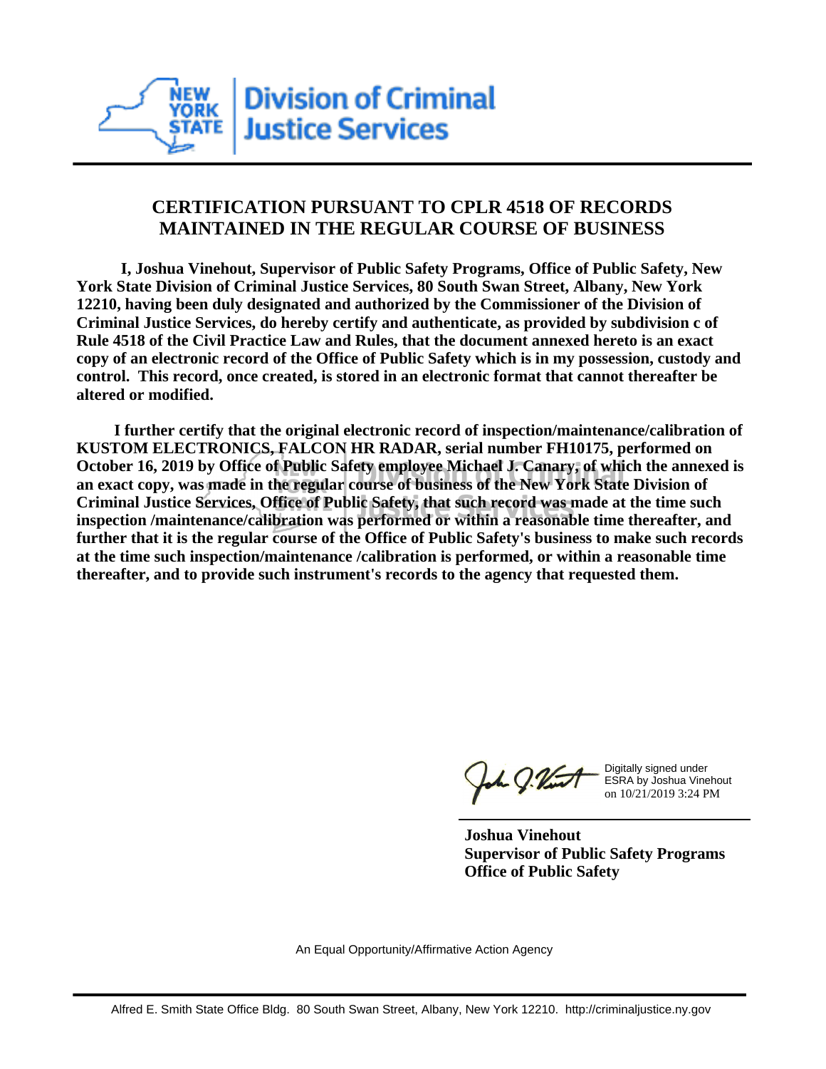New York State Division of Criminal Justice Services

## CERTIFICATION PURSUANT TO CPLR 4518 OF RECORDS MAINTAINED IN THE REGULAR COURSE OF BUSINESS

**I, Joshua Vinehout, Supervisor of Public Safety Programs, Office of Public Safety, New York State Division of Criminal Justice Services, 80 South Swan Street, Albany, New York 12210, having been duly designated and authorized by the Commissioner of the Division of Criminal Justice Services, do hereby certify and authenticate, as provided by subdivision c of Rule 4518 of the Civil Practice Law and Rules, that the document annexed hereto is an exact copy of an electronic record of the Office of Public Safety which is in my possession, custody and control. This record, once created, is stored in an electronic format that cannot thereafter be altered or modified.**

**I further certify that the original electronic record of inspection/maintenance/calibration of KUSTOM ELECTRONICS, FALCON HR RADAR, serial number FH10175, performed on October 16, 2019 by Office of Public Safety employee Michael J. Canary, of which the annexed is an exact copy, was made in the regular course of business of the New York State Division of Criminal Justice Services, Office of Public Safety, that such record was made at the time such inspection /maintenance/calibration was performed or within a reasonable time thereafter, and further that it is the regular course of the Office of Public Safety's business to make such records at the time such inspection/maintenance /calibration is performed, or within a reasonable time thereafter, and to provide such instrument's records to the agency that requested them.**

Digitally signed under ESRA by Joshua Vinehout on 10/21/2019 3:24 PM

**Joshua Vinehout**
**Supervisor of Public Safety Programs**
**Office of Public Safety**

An Equal Opportunity/Affirmative Action Agency

Alfred E. Smith State Office Bldg. 80 South Swan Street, Albany, New York 12210. http://criminaljustice.ny.gov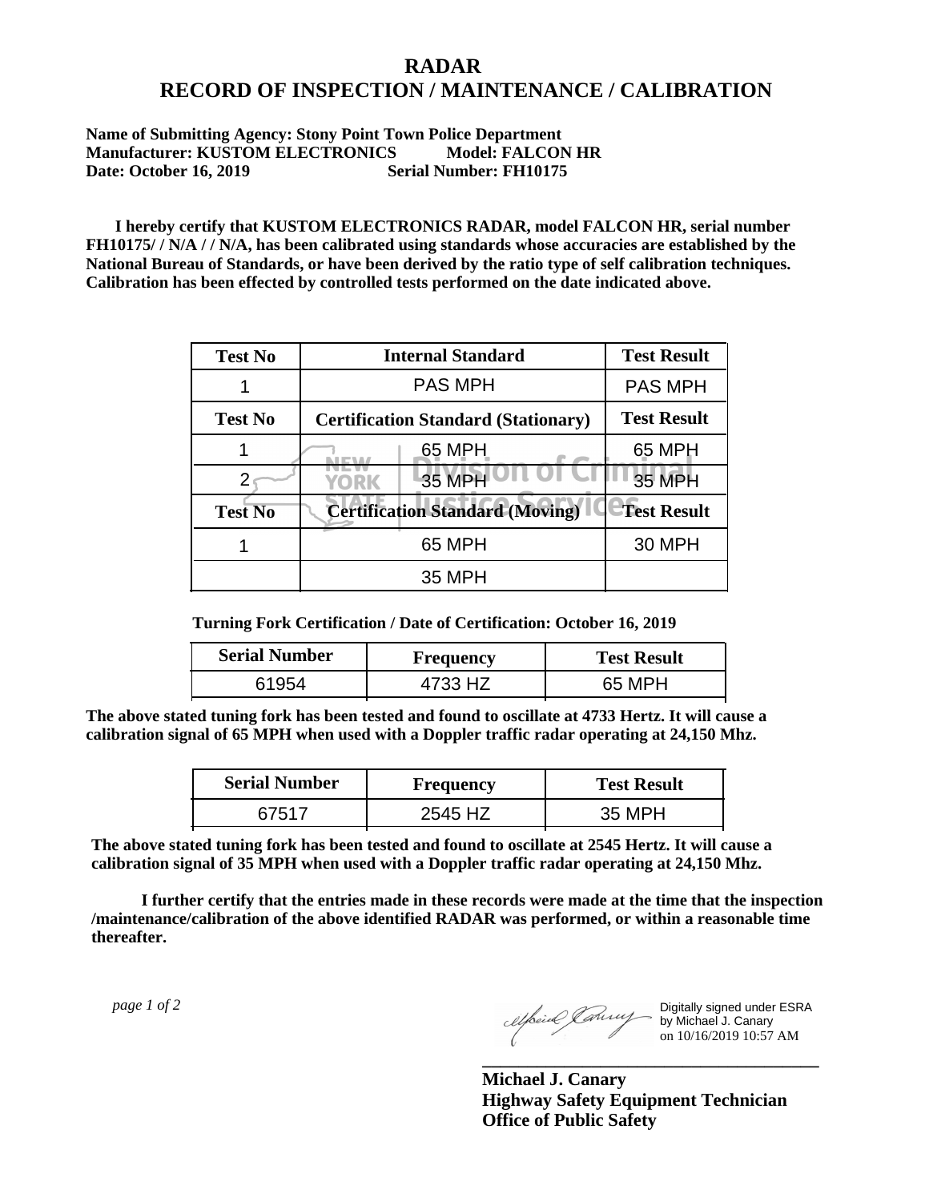# RADAR
# RECORD OF INSPECTION / MAINTENANCE / CALIBRATION

**Name of Submitting Agency: Stony Point Town Police Department**
**Manufacturer: KUSTOM ELECTRONICS Model: FALCON HR**
**Date: October 16, 2019 Serial Number: FH10175**

**I hereby certify that KUSTOM ELECTRONICS RADAR, model FALCON HR, serial number FH10175/ / N/A / / N/A, has been calibrated using standards whose accuracies are established by the National Bureau of Standards, or have been derived by the ratio type of self calibration techniques. Calibration has been effected by controlled tests performed on the date indicated above.**

| Test No | Internal Standard | Test Result |
|---|---|---|
| 1 | PAS MPH | PAS MPH |
| **Test No** | **Certification Standard (Stationary)** | **Test Result** |
| 1 | 65 MPH | 65 MPH |
| 2 | 35 MPH | 35 MPH |
| **Test No** | **Certification Standard (Moving)** | **Test Result** |
| 1 | 65 MPH | 30 MPH |
| | 35 MPH | |

**Turning Fork Certification / Date of Certification: October 16, 2019**

| Serial Number | Frequency | Test Result |
|---|---|---|
| 61954 | 4733 HZ | 65 MPH |

**The above stated tuning fork has been tested and found to oscillate at 4733 Hertz. It will cause a calibration signal of 65 MPH when used with a Doppler traffic radar operating at 24,150 Mhz.**

| Serial Number | Frequency | Test Result |
|---|---|---|
| 67517 | 2545 HZ | 35 MPH |

**The above stated tuning fork has been tested and found to oscillate at 2545 Hertz. It will cause a calibration signal of 35 MPH when used with a Doppler traffic radar operating at 24,150 Mhz.**

**I further certify that the entries made in these records were made at the time that the inspection /maintenance/calibration of the above identified RADAR was performed, or within a reasonable time thereafter.**

*page 1 of 2*

Digitally signed under ESRA by Michael J. Canary on 10/16/2019 10:57 AM

**Michael J. Canary**
**Highway Safety Equipment Technician**
**Office of Public Safety**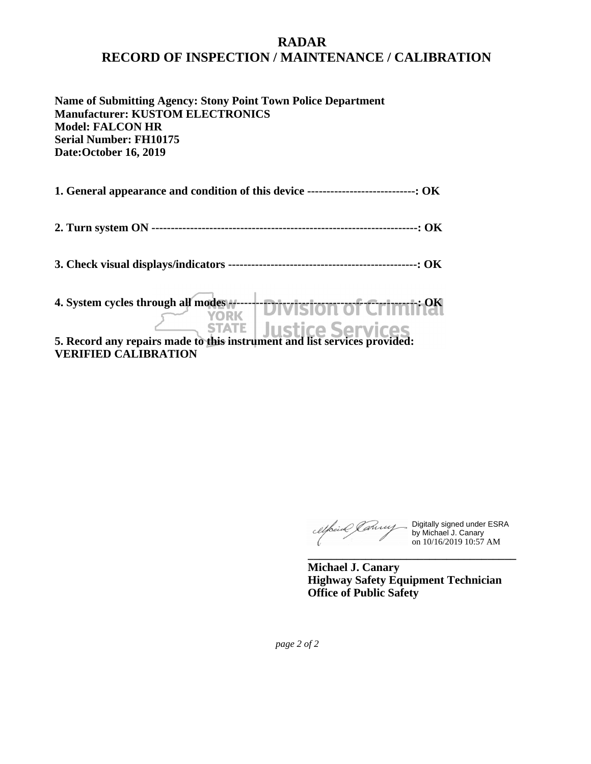# RADAR
# RECORD OF INSPECTION / MAINTENANCE / CALIBRATION

**Name of Submitting Agency: Stony Point Town Police Department**
**Manufacturer: KUSTOM ELECTRONICS**
**Model: FALCON HR**
**Serial Number: FH10175**
**Date:October 16, 2019**

**1. General appearance and condition of this device ----------------------------: OK**

**2. Turn system ON -------------------------------------------------------------------: OK**

**3. Check visual displays/indicators -------------------------------------------------: OK**

**4. System cycles through all modes ----------------------------------------------: OK**

**5. Record any repairs made to this instrument and list services provided:**
**VERIFIED CALIBRATION**

Digitally signed under ESRA by Michael J. Canary on 10/16/2019 10:57 AM

**Michael J. Canary**
**Highway Safety Equipment Technician**
**Office of Public Safety**